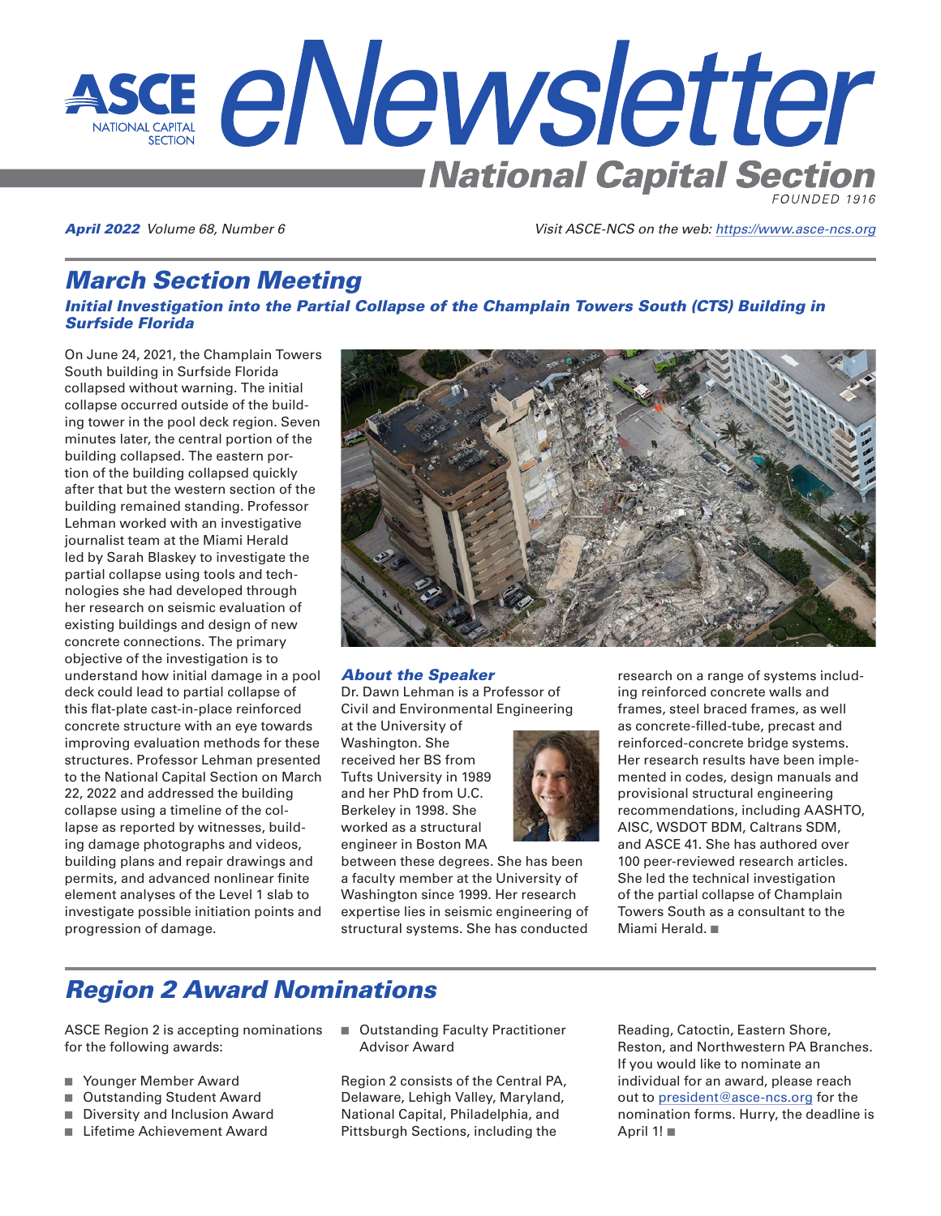# ASCE eNewsletter — National Capital Section

FOUNDED 1916

*April 2022 Volume 68, Number 6*

*Visit ASCE-NCS on the web: https://www.asce-ncs.org*

## March Section Meeting

### Initial Investigation into the Partial Collapse of the Champlain Towers South (CTS) Building in Surfside Florida

On June 24, 2021, the Champlain Towers South building in Surfside Florida collapsed without warning. The initial collapse occurred outside of the building tower in the pool deck region. Seven minutes later, the central portion of the building collapsed. The eastern portion of the building collapsed quickly after that but the western section of the building remained standing. Professor Lehman worked with an investigative journalist team at the Miami Herald led by Sarah Blaskey to investigate the partial collapse using tools and technologies she had developed through her research on seismic evaluation of existing buildings and design of new concrete connections. The primary objective of the investigation is to understand how initial damage in a pool deck could lead to partial collapse of this flat-plate cast-in-place reinforced concrete structure with an eye towards improving evaluation methods for these structures. Professor Lehman presented to the National Capital Section on March 22, 2022 and addressed the building collapse using a timeline of the collapse as reported by witnesses, building damage photographs and videos, building plans and repair drawings and permits, and advanced nonlinear finite element analyses of the Level 1 slab to investigate possible initiation points and progression of damage.

### About the Speaker

Dr. Dawn Lehman is a Professor of Civil and Environmental Engineering at the University of Washington. She received her BS from Tufts University in 1989 and her PhD from U.C. Berkeley in 1998. She worked as a structural engineer in Boston MA between these degrees. She has been a faculty member at the University of Washington since 1999. Her research expertise lies in seismic engineering of structural systems. She has conducted research on a range of systems including reinforced concrete walls and frames, steel braced frames, as well as concrete-filled-tube, precast and reinforced-concrete bridge systems. Her research results have been implemented in codes, design manuals and provisional structural engineering recommendations, including AASHTO, AISC, WSDOT BDM, Caltrans SDM, and ASCE 41. She has authored over 100 peer-reviewed research articles. She led the technical investigation of the partial collapse of Champlain Towers South as a consultant to the Miami Herald. ■

## Region 2 Award Nominations

ASCE Region 2 is accepting nominations for the following awards:

- Younger Member Award
- Outstanding Student Award
- Diversity and Inclusion Award
- Lifetime Achievement Award
- Outstanding Faculty Practitioner Advisor Award

Region 2 consists of the Central PA, Delaware, Lehigh Valley, Maryland, National Capital, Philadelphia, and Pittsburgh Sections, including the Reading, Catoctin, Eastern Shore, Reston, and Northwestern PA Branches. If you would like to nominate an individual for an award, please reach out to president@asce-ncs.org for the nomination forms. Hurry, the deadline is April 1! ■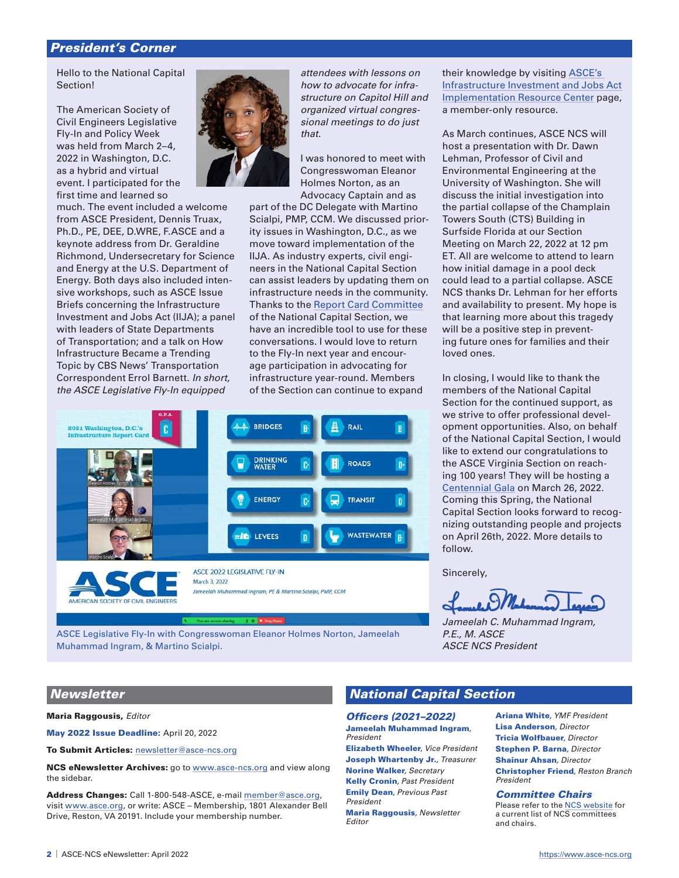## President's Corner

Hello to the National Capital Section!

The American Society of Civil Engineers Legislative Fly-In and Policy Week was held from March 2–4, 2022 in Washington, D.C. as a hybrid and virtual event. I participated for the first time and learned so much. The event included a welcome from ASCE President, Dennis Truax, Ph.D., PE, DEE, D.WRE, F.ASCE and a keynote address from Dr. Geraldine Richmond, Undersecretary for Science and Energy at the U.S. Department of Energy. Both days also included intensive workshops, such as ASCE Issue Briefs concerning the Infrastructure Investment and Jobs Act (IIJA); a panel with leaders of State Departments of Transportation; and a talk on How Infrastructure Became a Trending Topic by CBS News' Transportation Correspondent Errol Barnett. *In short, the ASCE Legislative Fly-In equipped attendees with lessons on how to advocate for infrastructure on Capitol Hill and organized virtual congressional meetings to do just that.*

I was honored to meet with Congresswoman Eleanor Holmes Norton, as an Advocacy Captain and as part of the DC Delegate with Martino Scialpi, PMP, CCM. We discussed priority issues in Washington, D.C., as we move toward implementation of the IIJA. As industry experts, civil engineers in the National Capital Section can assist leaders by updating them on infrastructure needs in the community. Thanks to the Report Card Committee of the National Capital Section, we have an incredible tool to use for these conversations. I would love to return to the Fly-In next year and encourage participation in advocating for infrastructure year-round. Members of the Section can continue to expand their knowledge by visiting ASCE's Infrastructure Investment and Jobs Act Implementation Resource Center page, a member-only resource.

As March continues, ASCE NCS will host a presentation with Dr. Dawn Lehman, Professor of Civil and Environmental Engineering at the University of Washington. She will discuss the initial investigation into the partial collapse of the Champlain Towers South (CTS) Building in Surfside Florida at our Section Meeting on March 22, 2022 at 12 pm ET. All are welcome to attend to learn how initial damage in a pool deck could lead to a partial collapse. ASCE NCS thanks Dr. Lehman for her efforts and availability to present. My hope is that learning more about this tragedy will be a positive step in preventing future ones for families and their loved ones.

In closing, I would like to thank the members of the National Capital Section for the continued support, as we strive to offer professional development opportunities. Also, on behalf of the National Capital Section, I would like to extend our congratulations to the ASCE Virginia Section on reaching 100 years! They will be hosting a Centennial Gala on March 26, 2022. Coming this Spring, the National Capital Section looks forward to recognizing outstanding people and projects on April 26th, 2022. More details to follow.

Sincerely,

*Jameelah C. Muhammad Ingram, P.E., M. ASCE*
*ASCE NCS President*

ASCE Legislative Fly-In with Congresswoman Eleanor Holmes Norton, Jameelah Muhammad Ingram, & Martino Scialpi.

## Newsletter

**Maria Raggousis,** *Editor*

**May 2022 Issue Deadline:** April 20, 2022

**To Submit Articles:** newsletter@asce-ncs.org

**NCS eNewsletter Archives:** go to www.asce-ncs.org and view along the sidebar.

**Address Changes:** Call 1-800-548-ASCE, e-mail member@asce.org, visit www.asce.org, or write: ASCE – Membership, 1801 Alexander Bell Drive, Reston, VA 20191. Include your membership number.

## National Capital Section

### Officers (2021–2022)

**Jameelah Muhammad Ingram**, *President*
**Elizabeth Wheeler**, *Vice President*
**Joseph Whartenby Jr.**, *Treasurer*
**Norine Walker**, *Secretary*
**Kelly Cronin**, *Past President*
**Emily Dean**, *Previous Past President*
**Maria Raggousis**, *Newsletter Editor*
**Ariana White**, *YMF President*
**Lisa Anderson**, *Director*
**Tricia Wolfbauer**, *Director*
**Stephen P. Barna**, *Director*
**Shainur Ahsan**, *Director*
**Christopher Friend**, *Reston Branch President*

### Committee Chairs

Please refer to the NCS website for a current list of NCS committees and chairs.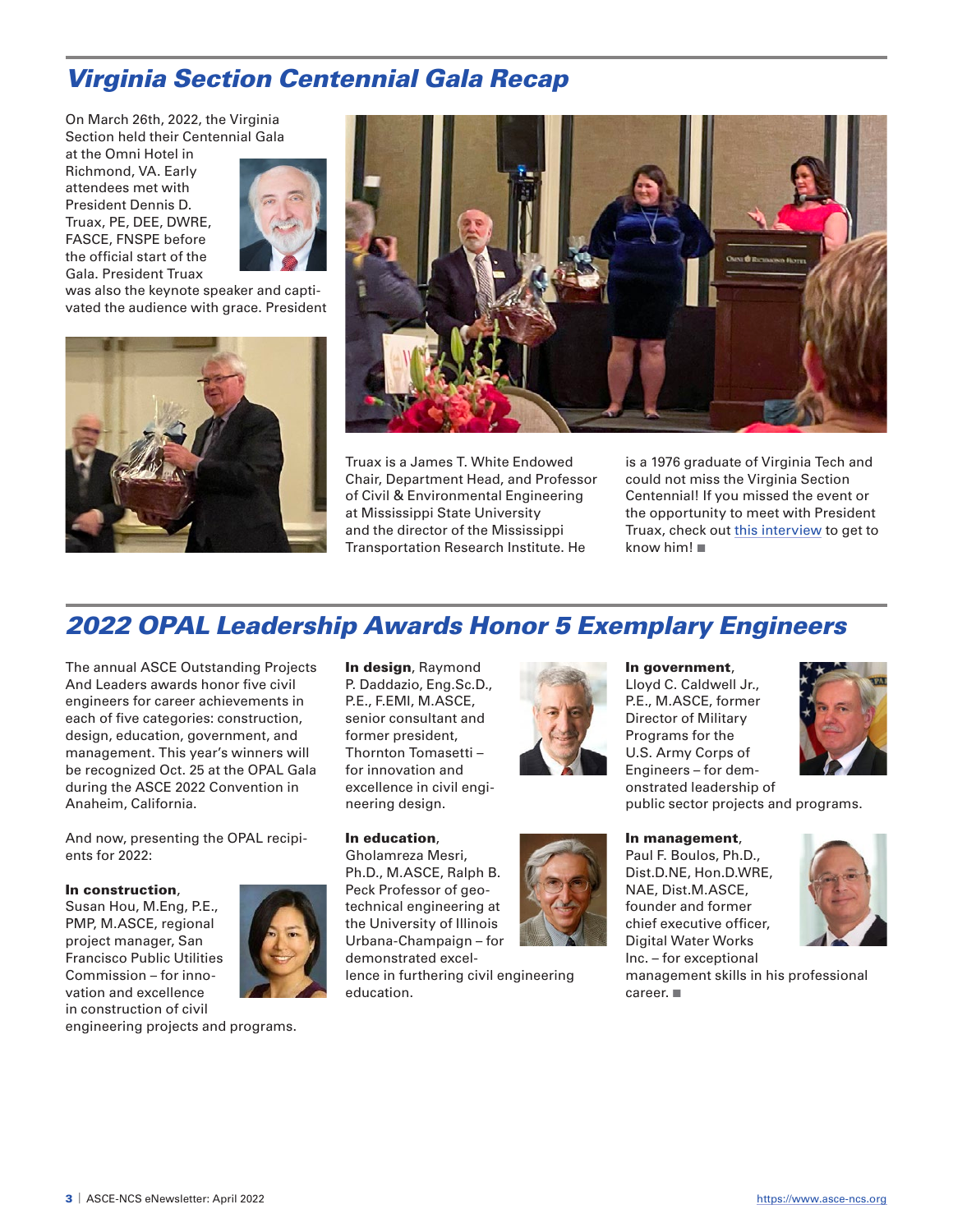## Virginia Section Centennial Gala Recap

On March 26th, 2022, the Virginia Section held their Centennial Gala at the Omni Hotel in Richmond, VA. Early attendees met with President Dennis D. Truax, PE, DEE, DWRE, FASCE, FNSPE before the official start of the Gala. President Truax was also the keynote speaker and captivated the audience with grace. President Truax is a James T. White Endowed Chair, Department Head, and Professor of Civil & Environmental Engineering at Mississippi State University and the director of the Mississippi Transportation Research Institute. He is a 1976 graduate of Virginia Tech and could not miss the Virginia Section Centennial! If you missed the event or the opportunity to meet with President Truax, check out [this interview] to get to know him! ■

## 2022 OPAL Leadership Awards Honor 5 Exemplary Engineers

The annual ASCE Outstanding Projects And Leaders awards honor five civil engineers for career achievements in each of five categories: construction, design, education, government, and management. This year's winners will be recognized Oct. 25 at the OPAL Gala during the ASCE 2022 Convention in Anaheim, California.

And now, presenting the OPAL recipients for 2022:

**In construction**, Susan Hou, M.Eng, P.E., PMP, M.ASCE, regional project manager, San Francisco Public Utilities Commission – for innovation and excellence in construction of civil engineering projects and programs.

**In design**, Raymond P. Daddazio, Eng.Sc.D., P.E., F.EMI, M.ASCE, senior consultant and former president, Thornton Tomasetti – for innovation and excellence in civil engineering design.

**In education**, Gholamreza Mesri, Ph.D., M.ASCE, Ralph B. Peck Professor of geotechnical engineering at the University of Illinois Urbana-Champaign – for demonstrated excellence in furthering civil engineering education.

**In government**, Lloyd C. Caldwell Jr., P.E., M.ASCE, former Director of Military Programs for the U.S. Army Corps of Engineers – for demonstrated leadership of public sector projects and programs.

**In management**, Paul F. Boulos, Ph.D., Dist.D.NE, Hon.D.WRE, NAE, Dist.M.ASCE, founder and former chief executive officer, Digital Water Works Inc. – for exceptional management skills in his professional career. ■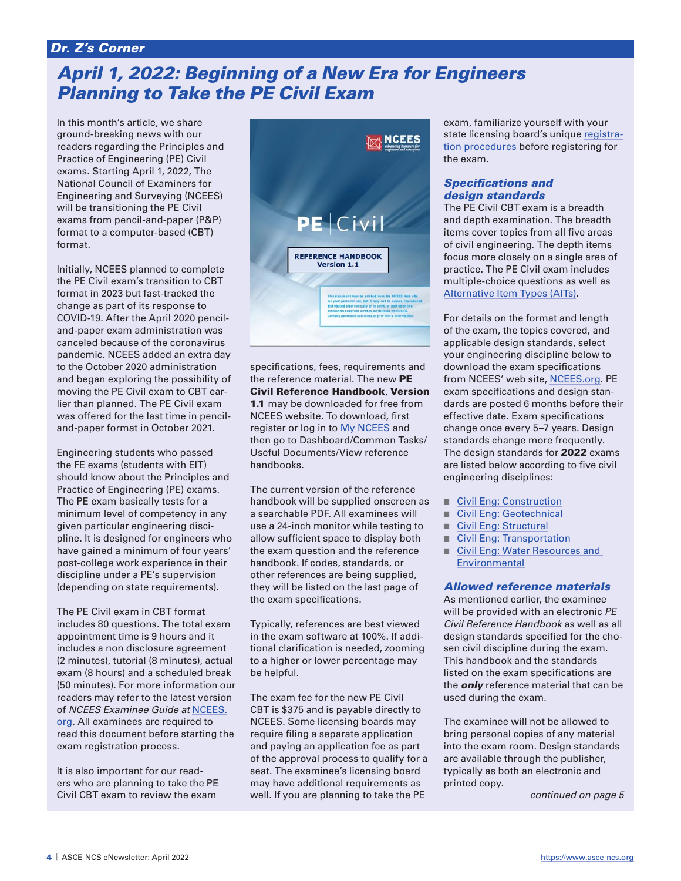Dr. Z's Corner

# April 1, 2022: Beginning of a New Era for Engineers Planning to Take the PE Civil Exam

In this month's article, we share ground-breaking news with our readers regarding the Principles and Practice of Engineering (PE) Civil exams. Starting April 1, 2022, The National Council of Examiners for Engineering and Surveying (NCEES) will be transitioning the PE Civil exams from pencil-and-paper (P&P) format to a computer-based (CBT) format.

Initially, NCEES planned to complete the PE Civil exam's transition to CBT format in 2023 but fast-tracked the change as part of its response to COVID-19. After the April 2020 pencil-and-paper exam administration was canceled because of the coronavirus pandemic. NCEES added an extra day to the October 2020 administration and began exploring the possibility of moving the PE Civil exam to CBT earlier than planned. The PE Civil exam was offered for the last time in pencil-and-paper format in October 2021.

Engineering students who passed the FE exams (students with EIT) should know about the Principles and Practice of Engineering (PE) exams. The PE exam basically tests for a minimum level of competency in any given particular engineering discipline. It is designed for engineers who have gained a minimum of four years' post-college work experience in their discipline under a PE's supervision (depending on state requirements).

The PE Civil exam in CBT format includes 80 questions. The total exam appointment time is 9 hours and it includes a non disclosure agreement (2 minutes), tutorial (8 minutes), actual exam (8 hours) and a scheduled break (50 minutes). For more information our readers may refer to the latest version of *NCEES Examinee Guide at* NCEES.org. All examinees are required to read this document before starting the exam registration process.

It is also important for our readers who are planning to take the PE Civil CBT exam to review the exam specifications, fees, requirements and the reference material. The new **PE Civil Reference Handbook**, **Version 1.1** may be downloaded for free from NCEES website. To download, first register or log in to My NCEES and then go to Dashboard/Common Tasks/Useful Documents/View reference handbooks.

The current version of the reference handbook will be supplied onscreen as a searchable PDF. All examinees will use a 24-inch monitor while testing to allow sufficient space to display both the exam question and the reference handbook. If codes, standards, or other references are being supplied, they will be listed on the last page of the exam specifications.

Typically, references are best viewed in the exam software at 100%. If additional clarification is needed, zooming to a higher or lower percentage may be helpful.

The exam fee for the new PE Civil CBT is $375 and is payable directly to NCEES. Some licensing boards may require filing a separate application and paying an application fee as part of the approval process to qualify for a seat. The examinee's licensing board may have additional requirements as well. If you are planning to take the PE exam, familiarize yourself with your state licensing board's unique registration procedures before registering for the exam.

## *Specifications and design standards*

The PE Civil CBT exam is a breadth and depth examination. The breadth items cover topics from all five areas of civil engineering. The depth items focus more closely on a single area of practice. The PE Civil exam includes multiple-choice questions as well as Alternative Item Types (AITs).

For details on the format and length of the exam, the topics covered, and applicable design standards, select your engineering discipline below to download the exam specifications from NCEES' web site, NCEES.org. PE exam specifications and design standards are posted 6 months before their effective date. Exam specifications change once every 5–7 years. Design standards change more frequently. The design standards for **2022** exams are listed below according to five civil engineering disciplines:

- Civil Eng: Construction
- Civil Eng: Geotechnical
- Civil Eng: Structural
- Civil Eng: Transportation
- Civil Eng: Water Resources and Environmental

## *Allowed reference materials*

As mentioned earlier, the examinee will be provided with an electronic *PE Civil Reference Handbook* as well as all design standards specified for the chosen civil discipline during the exam. This handbook and the standards listed on the exam specifications are the ***only*** reference material that can be used during the exam.

The examinee will not be allowed to bring personal copies of any material into the exam room. Design standards are available through the publisher, typically as both an electronic and printed copy.

*continued on page 5*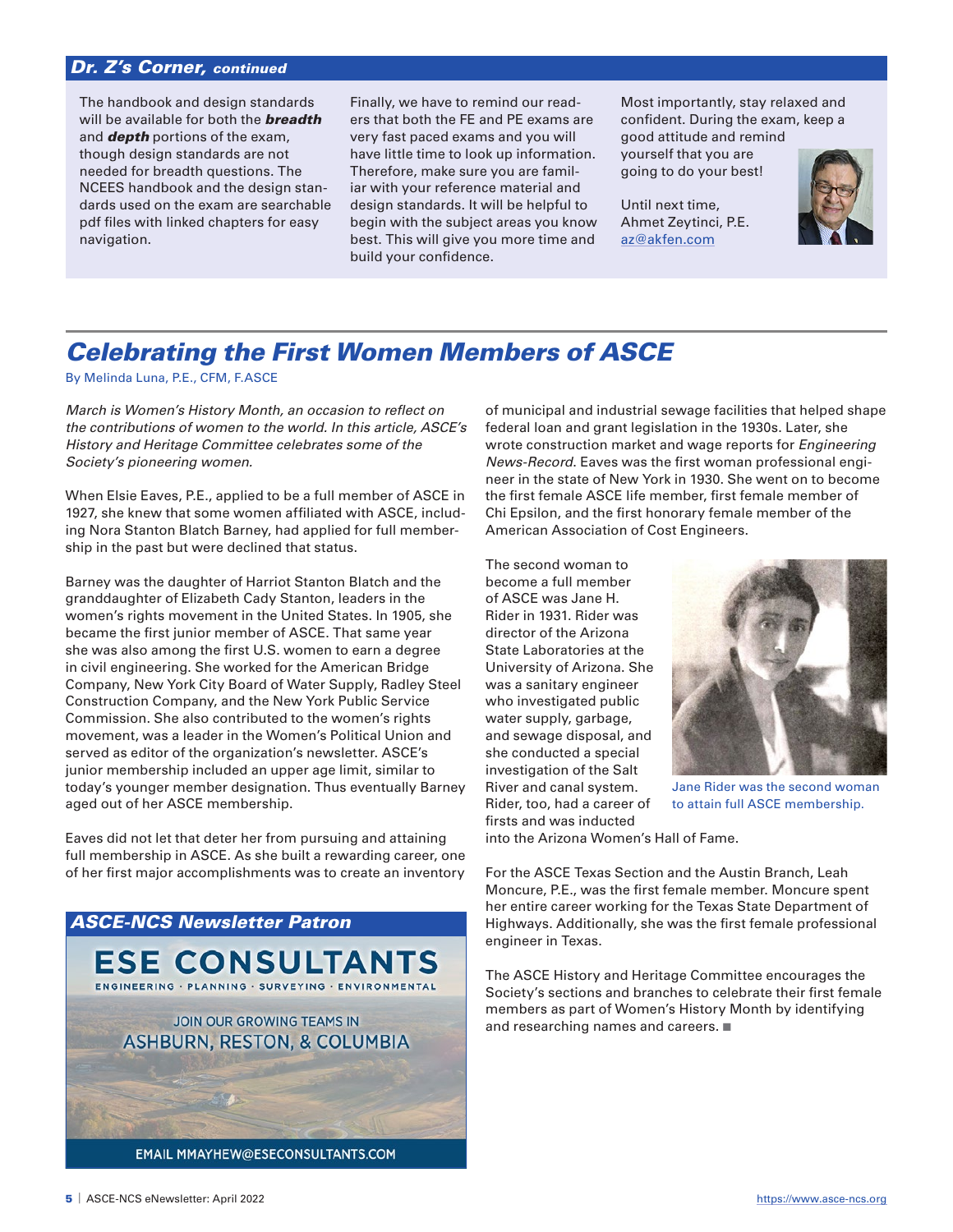## Dr. Z's Corner, *continued*

The handbook and design standards will be available for both the ***breadth*** and ***depth*** portions of the exam, though design standards are not needed for breadth questions. The NCEES handbook and the design standards used on the exam are searchable pdf files with linked chapters for easy navigation.

Finally, we have to remind our readers that both the FE and PE exams are very fast paced exams and you will have little time to look up information. Therefore, make sure you are familiar with your reference material and design standards. It will be helpful to begin with the subject areas you know best. This will give you more time and build your confidence.

Most importantly, stay relaxed and confident. During the exam, keep a good attitude and remind yourself that you are going to do your best!

Until next time,
Ahmet Zeytinci, P.E.
az@akfen.com

# *Celebrating the First Women Members of ASCE*

By Melinda Luna, P.E., CFM, F.ASCE

*March is Women's History Month, an occasion to reflect on the contributions of women to the world. In this article, ASCE's History and Heritage Committee celebrates some of the Society's pioneering women.*

When Elsie Eaves, P.E., applied to be a full member of ASCE in 1927, she knew that some women affiliated with ASCE, including Nora Stanton Blatch Barney, had applied for full membership in the past but were declined that status.

Barney was the daughter of Harriot Stanton Blatch and the granddaughter of Elizabeth Cady Stanton, leaders in the women's rights movement in the United States. In 1905, she became the first junior member of ASCE. That same year she was also among the first U.S. women to earn a degree in civil engineering. She worked for the American Bridge Company, New York City Board of Water Supply, Radley Steel Construction Company, and the New York Public Service Commission. She also contributed to the women's rights movement, was a leader in the Women's Political Union and served as editor of the organization's newsletter. ASCE's junior membership included an upper age limit, similar to today's younger member designation. Thus eventually Barney aged out of her ASCE membership.

Eaves did not let that deter her from pursuing and attaining full membership in ASCE. As she built a rewarding career, one of her first major accomplishments was to create an inventory of municipal and industrial sewage facilities that helped shape federal loan and grant legislation in the 1930s. Later, she wrote construction market and wage reports for *Engineering News-Record*. Eaves was the first woman professional engineer in the state of New York in 1930. She went on to become the first female ASCE life member, first female member of Chi Epsilon, and the first honorary female member of the American Association of Cost Engineers.

The second woman to become a full member of ASCE was Jane H. Rider in 1931. Rider was director of the Arizona State Laboratories at the University of Arizona. She was a sanitary engineer who investigated public water supply, garbage, and sewage disposal, and she conducted a special investigation of the Salt River and canal system. Rider, too, had a career of firsts and was inducted into the Arizona Women's Hall of Fame.

Jane Rider was the second woman to attain full ASCE membership.

For the ASCE Texas Section and the Austin Branch, Leah Moncure, P.E., was the first female member. Moncure spent her entire career working for the Texas State Department of Highways. Additionally, she was the first female professional engineer in Texas.

The ASCE History and Heritage Committee encourages the Society's sections and branches to celebrate their first female members as part of Women's History Month by identifying and researching names and careers. ■

### ASCE-NCS Newsletter Patron

ESE CONSULTANTS
ENGINEERING · PLANNING · SURVEYING · ENVIRONMENTAL

JOIN OUR GROWING TEAMS IN
ASHBURN, RESTON, & COLUMBIA

EMAIL MMAYHEW@ESECONSULTANTS.COM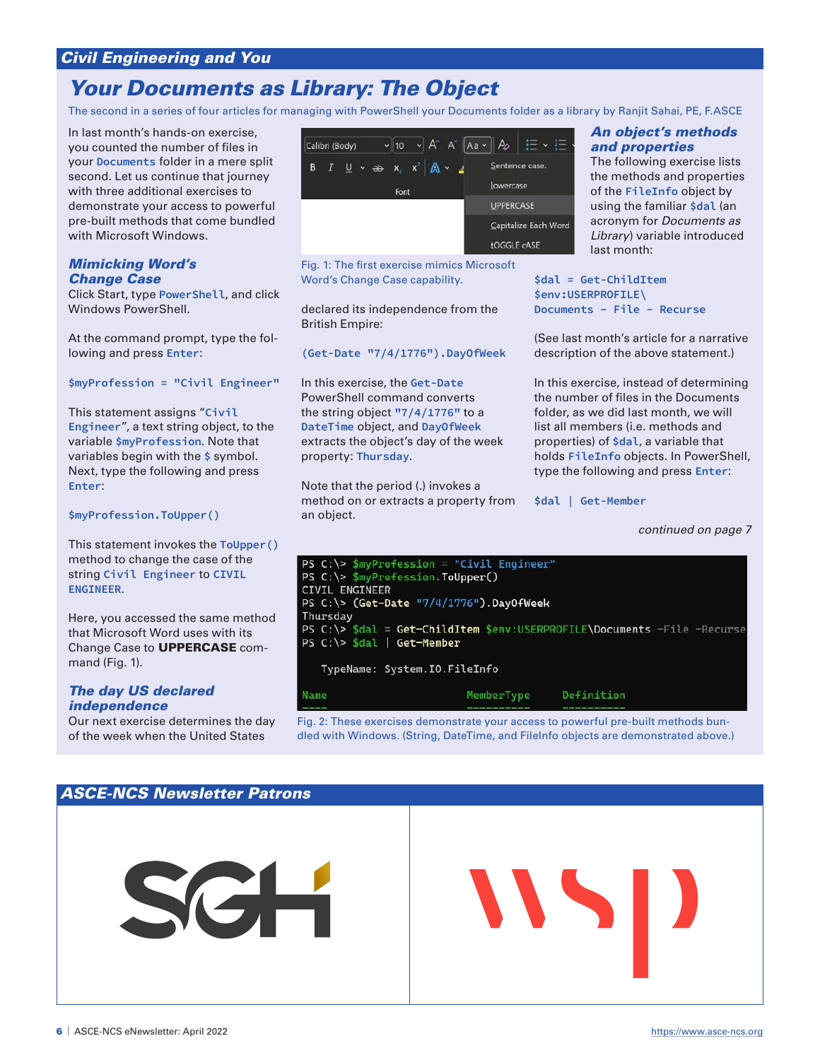## Civil Engineering and You

# Your Documents as Library: The Object

The second in a series of four articles for managing with PowerShell your Documents folder as a library by Ranjit Sahai, PE, F.ASCE

In last month's hands-on exercise, you counted the number of files in your `Documents` folder in a mere split second. Let us continue that journey with three additional exercises to demonstrate your access to powerful pre-built methods that come bundled with Microsoft Windows.

### Mimicking Word's Change Case

Click Start, type `PowerShell`, and click Windows PowerShell.

At the command prompt, type the following and press `Enter`:

```
$myProfession = "Civil Engineer"
```

This statement assigns "`Civil Engineer`", a text string object, to the variable `$myProfession`. Note that variables begin with the `$` symbol. Next, type the following and press `Enter`:

```
$myProfession.ToUpper()
```

This statement invokes the `ToUpper()` method to change the case of the string `Civil Engineer` to `CIVIL ENGINEER`.

Here, you accessed the same method that Microsoft Word uses with its Change Case to **UPPERCASE** command (Fig. 1).

Fig. 1: The first exercise mimics Microsoft Word's Change Case capability.

### The day US declared independence

Our next exercise determines the day of the week when the United States declared its independence from the British Empire:

```
(Get-Date "7/4/1776").DayOfWeek
```

In this exercise, the `Get-Date` PowerShell command converts the string object `"7/4/1776"` to a `DateTime` object, and `DayOfWeek` extracts the object's day of the week property: `Thursday`.

Note that the period (.) invokes a method on or extracts a property from an object.

### An object's methods and properties

The following exercise lists the methods and properties of the `FileInfo` object by using the familiar `$dal` (an acronym for *Documents as Library*) variable introduced last month:

```
$dal = Get-ChildItem
$env:USERPROFILE\
Documents -File -Recurse
```

(See last month's article for a narrative description of the above statement.)

In this exercise, instead of determining the number of files in the Documents folder, as we did last month, we will list all members (i.e. methods and properties) of `$dal`, a variable that holds `FileInfo` objects. In PowerShell, type the following and press `Enter`:

```
$dal | Get-Member
```

*continued on page 7*

```
PS C:\> $myProfession = "Civil Engineer"
PS C:\> $myProfession.ToUpper()
CIVIL ENGINEER
PS C:\> (Get-Date "7/4/1776").DayOfWeek
Thursday
PS C:\> $dal = Get-ChildItem $env:USERPROFILE\Documents -File -Recurse
PS C:\> $dal | Get-Member

   TypeName: System.IO.FileInfo

Name                MemberType     Definition
----                ----------     ----------
```

Fig. 2: These exercises demonstrate your access to powerful pre-built methods bundled with Windows. (String, DateTime, and FileInfo objects are demonstrated above.)

## ASCE-NCS Newsletter Patrons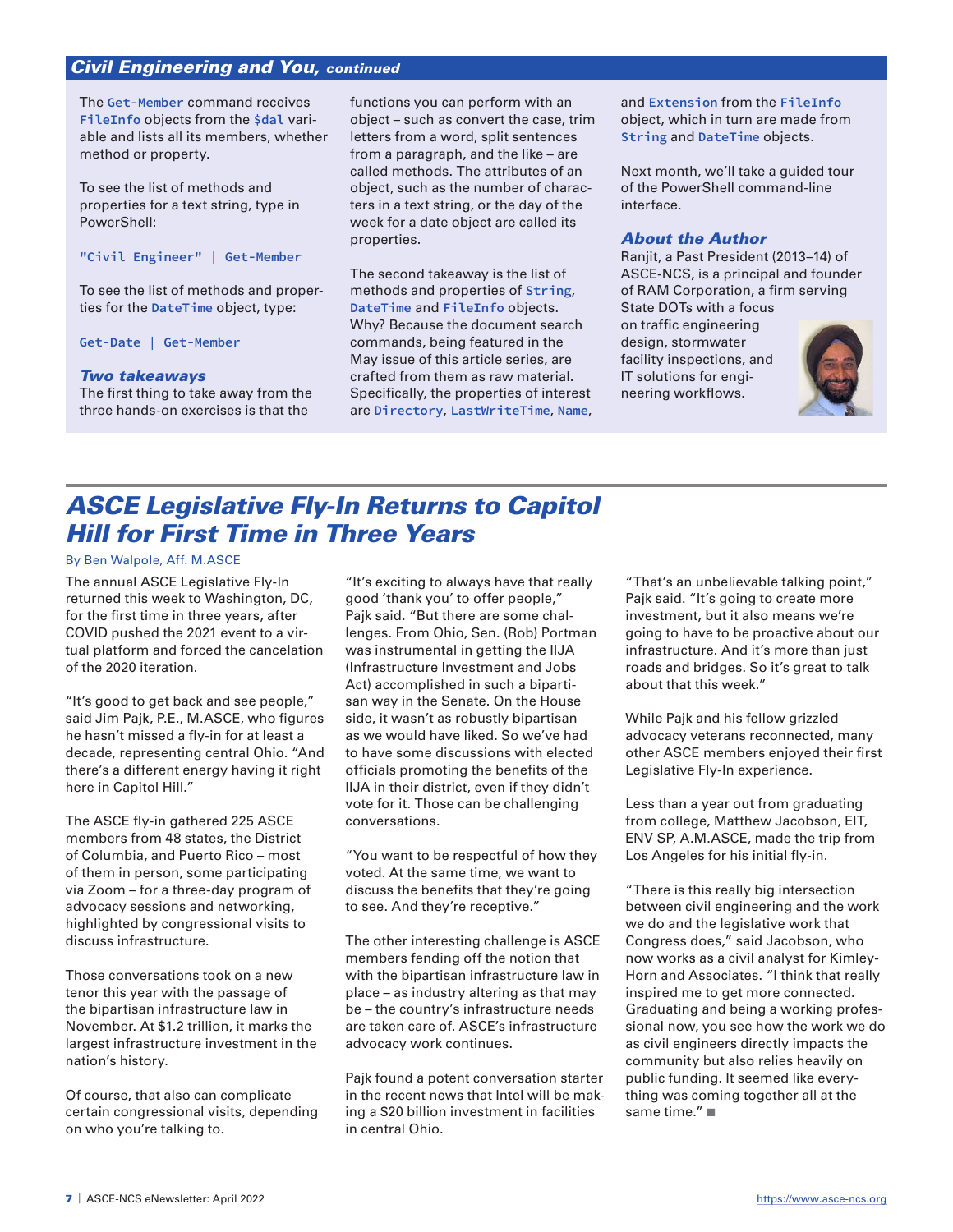## Civil Engineering and You, *continued*

The `Get-Member` command receives `FileInfo` objects from the `$dal` variable and lists all its members, whether method or property.

To see the list of methods and properties for a text string, type in PowerShell:

```
"Civil Engineer" | Get-Member
```

To see the list of methods and properties for the `DateTime` object, type:

```
Get-Date | Get-Member
```

### *Two takeaways*

The first thing to take away from the three hands-on exercises is that the functions you can perform with an object – such as convert the case, trim letters from a word, split sentences from a paragraph, and the like – are called methods. The attributes of an object, such as the number of characters in a text string, or the day of the week for a date object are called its properties.

The second takeaway is the list of methods and properties of `String`, `DateTime` and `FileInfo` objects. Why? Because the document search commands, being featured in the May issue of this article series, are crafted from them as raw material. Specifically, the properties of interest are `Directory`, `LastWriteTime`, `Name`, and `Extension` from the `FileInfo` object, which in turn are made from `String` and `DateTime` objects.

Next month, we'll take a guided tour of the PowerShell command-line interface.

### *About the Author*

Ranjit, a Past President (2013–14) of ASCE-NCS, is a principal and founder of RAM Corporation, a firm serving State DOTs with a focus on traffic engineering design, stormwater facility inspections, and IT solutions for engineering workflows.

# *ASCE Legislative Fly-In Returns to Capitol Hill for First Time in Three Years*

By Ben Walpole, Aff. M.ASCE

The annual ASCE Legislative Fly-In returned this week to Washington, DC, for the first time in three years, after COVID pushed the 2021 event to a virtual platform and forced the cancelation of the 2020 iteration.

"It's good to get back and see people," said Jim Pajk, P.E., M.ASCE, who figures he hasn't missed a fly-in for at least a decade, representing central Ohio. "And there's a different energy having it right here in Capitol Hill."

The ASCE fly-in gathered 225 ASCE members from 48 states, the District of Columbia, and Puerto Rico – most of them in person, some participating via Zoom – for a three-day program of advocacy sessions and networking, highlighted by congressional visits to discuss infrastructure.

Those conversations took on a new tenor this year with the passage of the bipartisan infrastructure law in November. At $1.2 trillion, it marks the largest infrastructure investment in the nation's history.

Of course, that also can complicate certain congressional visits, depending on who you're talking to.

"It's exciting to always have that really good 'thank you' to offer people," Pajk said. "But there are some challenges. From Ohio, Sen. (Rob) Portman was instrumental in getting the IIJA (Infrastructure Investment and Jobs Act) accomplished in such a bipartisan way in the Senate. On the House side, it wasn't as robustly bipartisan as we would have liked. So we've had to have some discussions with elected officials promoting the benefits of the IIJA in their district, even if they didn't vote for it. Those can be challenging conversations.

"You want to be respectful of how they voted. At the same time, we want to discuss the benefits that they're going to see. And they're receptive."

The other interesting challenge is ASCE members fending off the notion that with the bipartisan infrastructure law in place – as industry altering as that may be – the country's infrastructure needs are taken care of. ASCE's infrastructure advocacy work continues.

Pajk found a potent conversation starter in the recent news that Intel will be making a $20 billion investment in facilities in central Ohio.

"That's an unbelievable talking point," Pajk said. "It's going to create more investment, but it also means we're going to have to be proactive about our infrastructure. And it's more than just roads and bridges. So it's great to talk about that this week."

While Pajk and his fellow grizzled advocacy veterans reconnected, many other ASCE members enjoyed their first Legislative Fly-In experience.

Less than a year out from graduating from college, Matthew Jacobson, EIT, ENV SP, A.M.ASCE, made the trip from Los Angeles for his initial fly-in.

"There is this really big intersection between civil engineering and the work we do and the legislative work that Congress does," said Jacobson, who now works as a civil analyst for Kimley-Horn and Associates. "I think that really inspired me to get more connected. Graduating and being a working professional now, you see how the work we do as civil engineers directly impacts the community but also relies heavily on public funding. It seemed like everything was coming together all at the same time." ■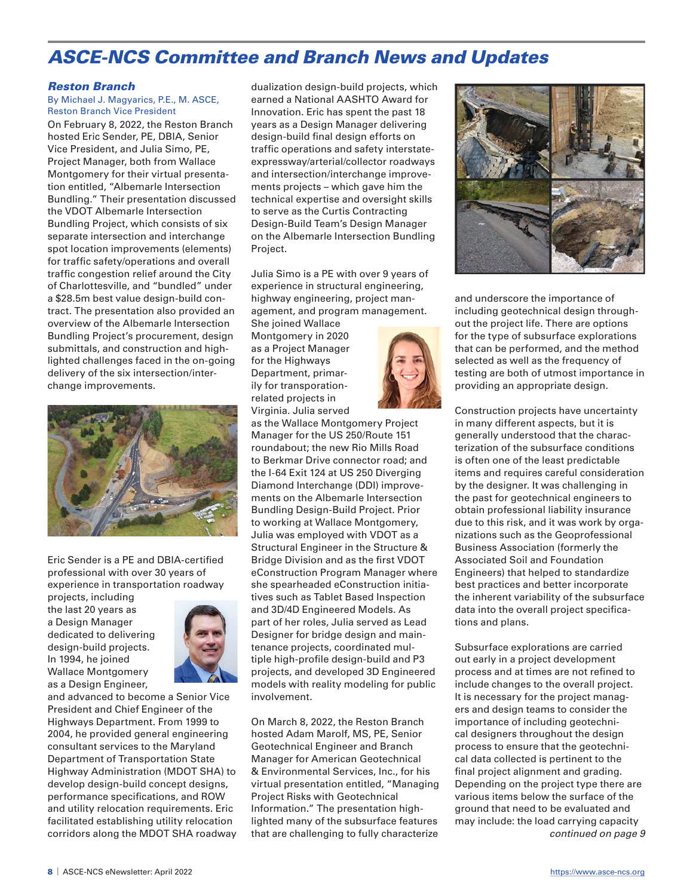# ASCE-NCS Committee and Branch News and Updates

## Reston Branch

By Michael J. Magyarics, P.E., M. ASCE, Reston Branch Vice President

On February 8, 2022, the Reston Branch hosted Eric Sender, PE, DBIA, Senior Vice President, and Julia Simo, PE, Project Manager, both from Wallace Montgomery for their virtual presentation entitled, "Albemarle Intersection Bundling." Their presentation discussed the VDOT Albemarle Intersection Bundling Project, which consists of six separate intersection and interchange spot location improvements (elements) for traffic safety/operations and overall traffic congestion relief around the City of Charlottesville, and "bundled" under a $28.5m best value design-build contract. The presentation also provided an overview of the Albemarle Intersection Bundling Project's procurement, design submittals, and construction and highlighted challenges faced in the on-going delivery of the six intersection/interchange improvements.

Eric Sender is a PE and DBIA-certified professional with over 30 years of experience in transportation roadway projects, including the last 20 years as a Design Manager dedicated to delivering design-build projects. In 1994, he joined Wallace Montgomery as a Design Engineer, and advanced to become a Senior Vice President and Chief Engineer of the Highways Department. From 1999 to 2004, he provided general engineering consultant services to the Maryland Department of Transportation State Highway Administration (MDOT SHA) to develop design-build concept designs, performance specifications, and ROW and utility relocation requirements. Eric facilitated establishing utility relocation corridors along the MDOT SHA roadway dualization design-build projects, which earned a National AASHTO Award for Innovation. Eric has spent the past 18 years as a Design Manager delivering design-build final design efforts on traffic operations and safety interstate-expressway/arterial/collector roadways and intersection/interchange improvements projects – which gave him the technical expertise and oversight skills to serve as the Curtis Contracting Design-Build Team's Design Manager on the Albemarle Intersection Bundling Project.

Julia Simo is a PE with over 9 years of experience in structural engineering, highway engineering, project management, and program management. She joined Wallace Montgomery in 2020 as a Project Manager for the Highways Department, primarily for transporation-related projects in Virginia. Julia served as the Wallace Montgomery Project Manager for the US 250/Route 151 roundabout; the new Rio Mills Road to Berkmar Drive connector road; and the I-64 Exit 124 at US 250 Diverging Diamond Interchange (DDI) improvements on the Albemarle Intersection Bundling Design-Build Project. Prior to working at Wallace Montgomery, Julia was employed with VDOT as a Structural Engineer in the Structure & Bridge Division and as the first VDOT eConstruction Program Manager where she spearheaded eConstruction initiatives such as Tablet Based Inspection and 3D/4D Engineered Models. As part of her roles, Julia served as Lead Designer for bridge design and maintenance projects, coordinated multiple high-profile design-build and P3 projects, and developed 3D Engineered models with reality modeling for public involvement.

On March 8, 2022, the Reston Branch hosted Adam Marolf, MS, PE, Senior Geotechnical Engineer and Branch Manager for American Geotechnical & Environmental Services, Inc., for his virtual presentation entitled, "Managing Project Risks with Geotechnical Information." The presentation highlighted many of the subsurface features that are challenging to fully characterize and underscore the importance of including geotechnical design throughout the project life. There are options for the type of subsurface explorations that can be performed, and the method selected as well as the frequency of testing are both of utmost importance in providing an appropriate design.

Construction projects have uncertainty in many different aspects, but it is generally understood that the characterization of the subsurface conditions is often one of the least predictable items and requires careful consideration by the designer. It was challenging in the past for geotechnical engineers to obtain professional liability insurance due to this risk, and it was work by organizations such as the Geoprofessional Business Association (formerly the Associated Soil and Foundation Engineers) that helped to standardize best practices and better incorporate the inherent variability of the subsurface data into the overall project specifications and plans.

Subsurface explorations are carried out early in a project development process and at times are not refined to include changes to the overall project. It is necessary for the project managers and design teams to consider the importance of including geotechnical designers throughout the design process to ensure that the geotechnical data collected is pertinent to the final project alignment and grading. Depending on the project type there are various items below the surface of the ground that need to be evaluated and may include: the load carrying capacity

*continued on page 9*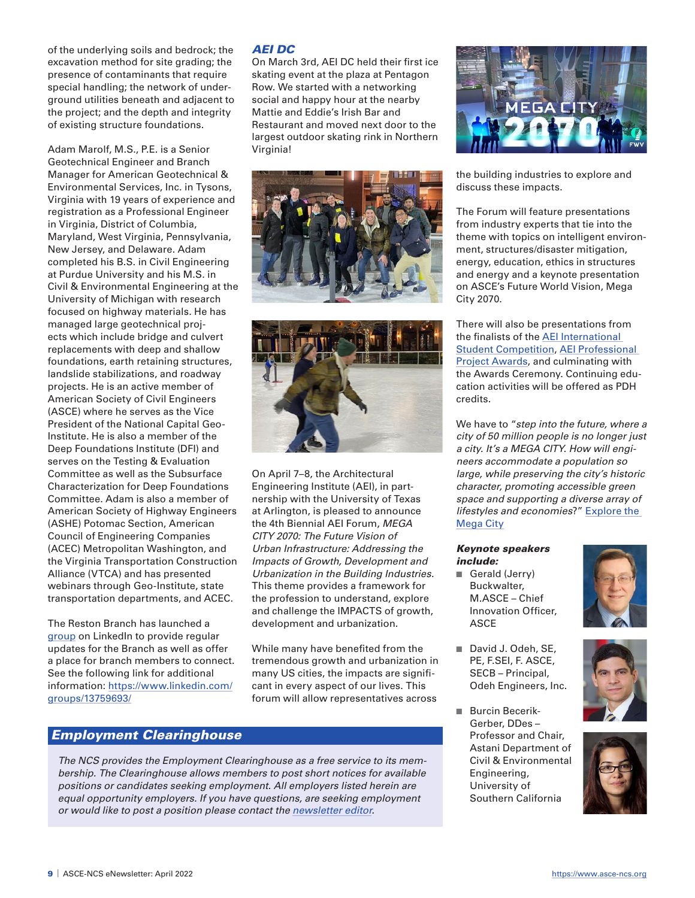of the underlying soils and bedrock; the excavation method for site grading; the presence of contaminants that require special handling; the network of underground utilities beneath and adjacent to the project; and the depth and integrity of existing structure foundations.

Adam Marolf, M.S., P.E. is a Senior Geotechnical Engineer and Branch Manager for American Geotechnical & Environmental Services, Inc. in Tysons, Virginia with 19 years of experience and registration as a Professional Engineer in Virginia, District of Columbia, Maryland, West Virginia, Pennsylvania, New Jersey, and Delaware. Adam completed his B.S. in Civil Engineering at Purdue University and his M.S. in Civil & Environmental Engineering at the University of Michigan with research focused on highway materials. He has managed large geotechnical projects which include bridge and culvert replacements with deep and shallow foundations, earth retaining structures, landslide stabilizations, and roadway projects. He is an active member of American Society of Civil Engineers (ASCE) where he serves as the Vice President of the National Capital Geo-Institute. He is also a member of the Deep Foundations Institute (DFI) and serves on the Testing & Evaluation Committee as well as the Subsurface Characterization for Deep Foundations Committee. Adam is also a member of American Society of Highway Engineers (ASHE) Potomac Section, American Council of Engineering Companies (ACEC) Metropolitan Washington, and the Virginia Transportation Construction Alliance (VTCA) and has presented webinars through Geo-Institute, state transportation departments, and ACEC.

The Reston Branch has launched a group on LinkedIn to provide regular updates for the Branch as well as offer a place for branch members to connect. See the following link for additional information: https://www.linkedin.com/groups/13759693/

### *AEI DC*

On March 3rd, AEI DC held their first ice skating event at the plaza at Pentagon Row. We started with a networking social and happy hour at the nearby Mattie and Eddie's Irish Bar and Restaurant and moved next door to the largest outdoor skating rink in Northern Virginia!

On April 7–8, the Architectural Engineering Institute (AEI), in partnership with the University of Texas at Arlington, is pleased to announce the 4th Biennial AEI Forum, *MEGA CITY 2070: The Future Vision of Urban Infrastructure: Addressing the Impacts of Growth, Development and Urbanization in the Building Industries*. This theme provides a framework for the profession to understand, explore and challenge the IMPACTS of growth, development and urbanization.

While many have benefited from the tremendous growth and urbanization in many US cities, the impacts are significant in every aspect of our lives. This forum will allow representatives across the building industries to explore and discuss these impacts.

The Forum will feature presentations from industry experts that tie into the theme with topics on intelligent environment, structures/disaster mitigation, energy, education, ethics in structures and energy and a keynote presentation on ASCE's Future World Vision, Mega City 2070.

There will also be presentations from the finalists of the AEI International Student Competition, AEI Professional Project Awards, and culminating with the Awards Ceremony. Continuing education activities will be offered as PDH credits.

We have to "*step into the future, where a city of 50 million people is no longer just a city. It's a MEGA CITY. How will engineers accommodate a population so large, while preserving the city's historic character, promoting accessible green space and supporting a diverse array of lifestyles and economies*?" Explore the Mega City

***Keynote speakers include:***

- Gerald (Jerry) Buckwalter, M.ASCE – Chief Innovation Officer, ASCE
- David J. Odeh, SE, PE, F.SEI, F. ASCE, SECB – Principal, Odeh Engineers, Inc.
- Burcin Becerik-Gerber, DDes – Professor and Chair, Astani Department of Civil & Environmental Engineering, University of Southern California

## *Employment Clearinghouse*

*The NCS provides the Employment Clearinghouse as a free service to its membership. The Clearinghouse allows members to post short notices for available positions or candidates seeking employment. All employers listed herein are equal opportunity employers. If you have questions, are seeking employment or would like to post a position please contact the newsletter editor.*